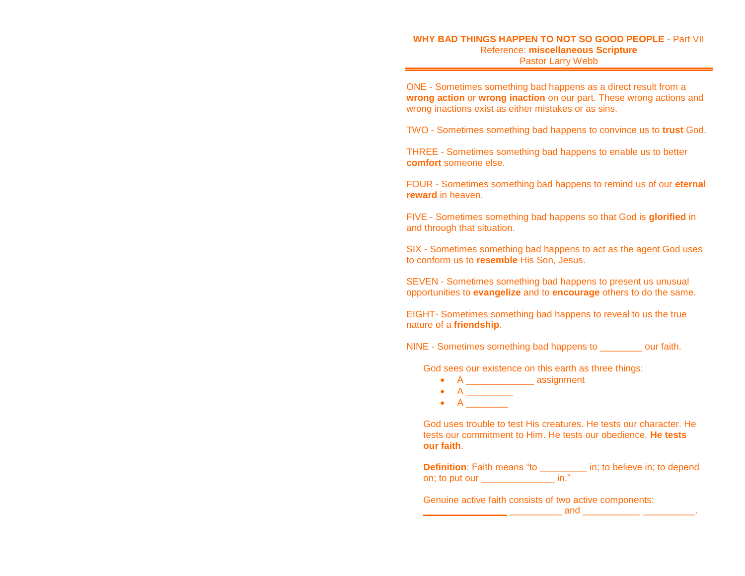**WHY BAD THINGS HAPPEN TO NOT SO GOOD PEOPLE** - Part VII
Reference: **miscellaneous Scripture**
Pastor Larry Webb

---

ONE - Sometimes something bad happens as a direct result from a **wrong action** or **wrong inaction** on our part. These wrong actions and wrong inactions exist as either mistakes or as sins.

TWO - Sometimes something bad happens to convince us to **trust** God.

THREE - Sometimes something bad happens to enable us to better **comfort** someone else.

FOUR - Sometimes something bad happens to remind us of our **eternal reward** in heaven.

FIVE - Sometimes something bad happens so that God is **glorified** in and through that situation.

SIX - Sometimes something bad happens to act as the agent God uses to conform us to **resemble** His Son, Jesus.

SEVEN - Sometimes something bad happens to present us unusual opportunities to **evangelize** and to **encourage** others to do the same.

EIGHT- Sometimes something bad happens to reveal to us the true nature of a **friendship**.

NINE - Sometimes something bad happens to ________ our faith.

God sees our existence on this earth as three things:

- A _____________ assignment
- A _________
- A ________

God uses trouble to test His creatures. He tests our character. He tests our commitment to Him. He tests our obedience. **He tests our faith**.

**Definition**: Faith means "to _________ in; to believe in; to depend on; to put our ______________ in."

Genuine active faith consists of two active components: ________________ __________ and ___________ __________.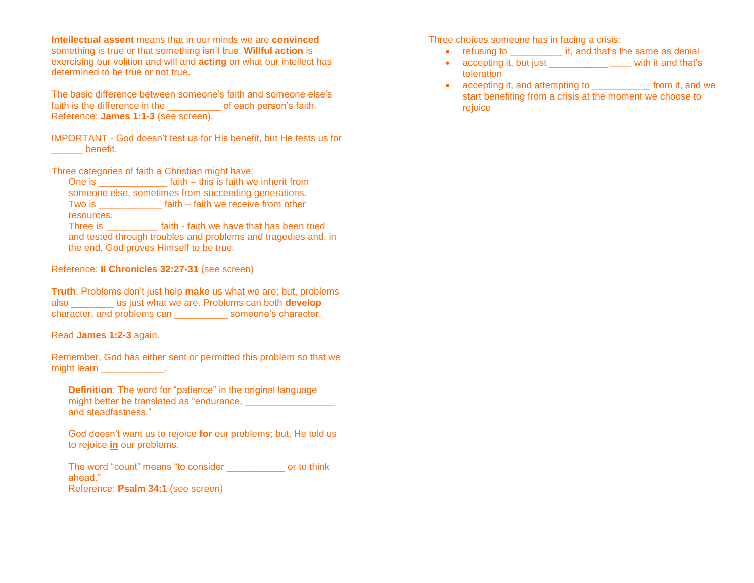**Intellectual assent** means that in our minds we are **convinced** something is true or that something isn't true. **Willful action** is exercising our volition and will and **acting** on what our intellect has determined to be true or not true.

The basic difference between someone's faith and someone else's faith is the difference in the __________ of each person's faith. Reference: **James 1:1-3** (see screen).

IMPORTANT - God doesn't test us for His benefit, but He tests us for ______ benefit.

Three categories of faith a Christian might have:

One is _____________ faith – this is faith we inherit from someone else, sometimes from succeeding generations.

Two is ____________ faith – faith we receive from other resources.

Three is __________ faith - faith we have that has been tried and tested through troubles and problems and tragedies and, in the end, God proves Himself to be true.

Reference: **II Chronicles 32:27-31** (see screen)

**Truth**: Problems don't just help **make** us what we are; but, problems also ________ us just what we are. Problems can both **develop** character, and problems can __________ someone's character.

Read **James 1:2-3** again.

Remember, God has either sent or permitted this problem so that we might learn ____________.

**Definition**: The word for "patience" in the original language might better be translated as "endurance, _________________ and steadfastness."

God doesn't want us to rejoice **for** our problems; but, He told us to rejoice **in** our problems.

The word "count" means "to consider ___________ or to think ahead."
Reference: **Psalm 34:1** (see screen)

Three choices someone has in facing a crisis:

- refusing to __________ it, and that's the same as denial
- accepting it, but just ___________ ____ with it and that's toleration
- accepting it, and attempting to ___________ from it, and we start benefiting from a crisis at the moment we choose to rejoice